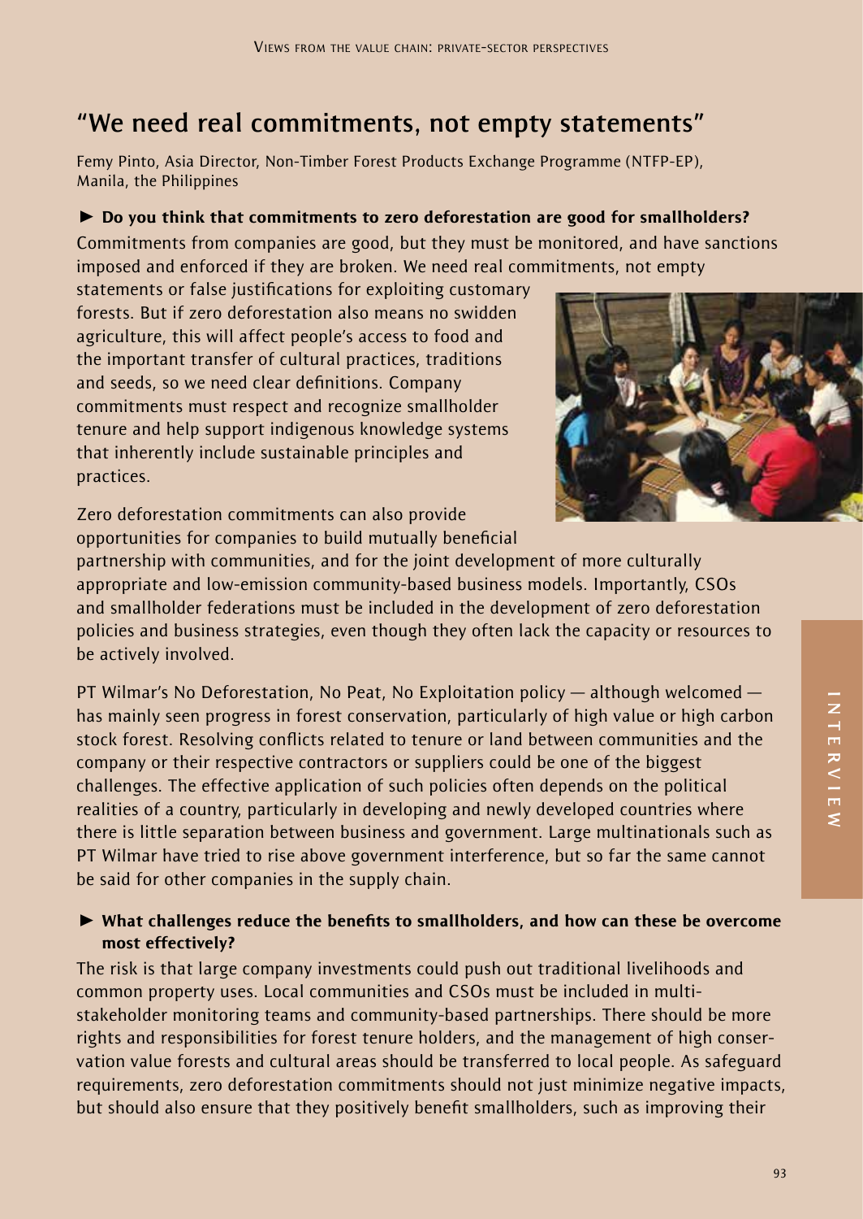## "We need real commitments, not empty statements"

Femy Pinto, Asia Director, Non-Timber Forest Products Exchange Programme (NTFP-EP), Manila, the Philippines

► **Do you think that commitments to zero deforestation are good for smallholders?**

Commitments from companies are good, but they must be monitored, and have sanctions imposed and enforced if they are broken. We need real commitments, not empty statements or false justifications for exploiting customary forests. But if zero deforestation also means no swidden agriculture, this will affect people's access to food and the important transfer of cultural practices, traditions and seeds, so we need clear definitions. Company commitments must respect and recognize smallholder tenure and help support indigenous knowledge systems that inherently include sustainable principles and practices.

Zero deforestation commitments can also provide opportunities for companies to build mutually beneficial partnership with communities, and for the joint development of more culturally appropriate and low-emission community-based business models. Importantly, CSOs and smallholder federations must be included in the development of zero deforestation policies and business strategies, even though they often lack the capacity or resources to be actively involved.

PT Wilmar's No Deforestation, No Peat, No Exploitation policy — although welcomed — has mainly seen progress in forest conservation, particularly of high value or high carbon stock forest. Resolving conflicts related to tenure or land between communities and the company or their respective contractors or suppliers could be one of the biggest challenges. The effective application of such policies often depends on the political realities of a country, particularly in developing and newly developed countries where there is little separation between business and government. Large multinationals such as PT Wilmar have tried to rise above government interference, but so far the same cannot be said for other companies in the supply chain.

► **What challenges reduce the benefits to smallholders, and how can these be overcome most effectively?**

The risk is that large company investments could push out traditional livelihoods and common property uses. Local communities and CSOs must be included in multi-stakeholder monitoring teams and community-based partnerships. There should be more rights and responsibilities for forest tenure holders, and the management of high conservation value forests and cultural areas should be transferred to local people. As safeguard requirements, zero deforestation commitments should not just minimize negative impacts, but should also ensure that they positively benefit smallholders, such as improving their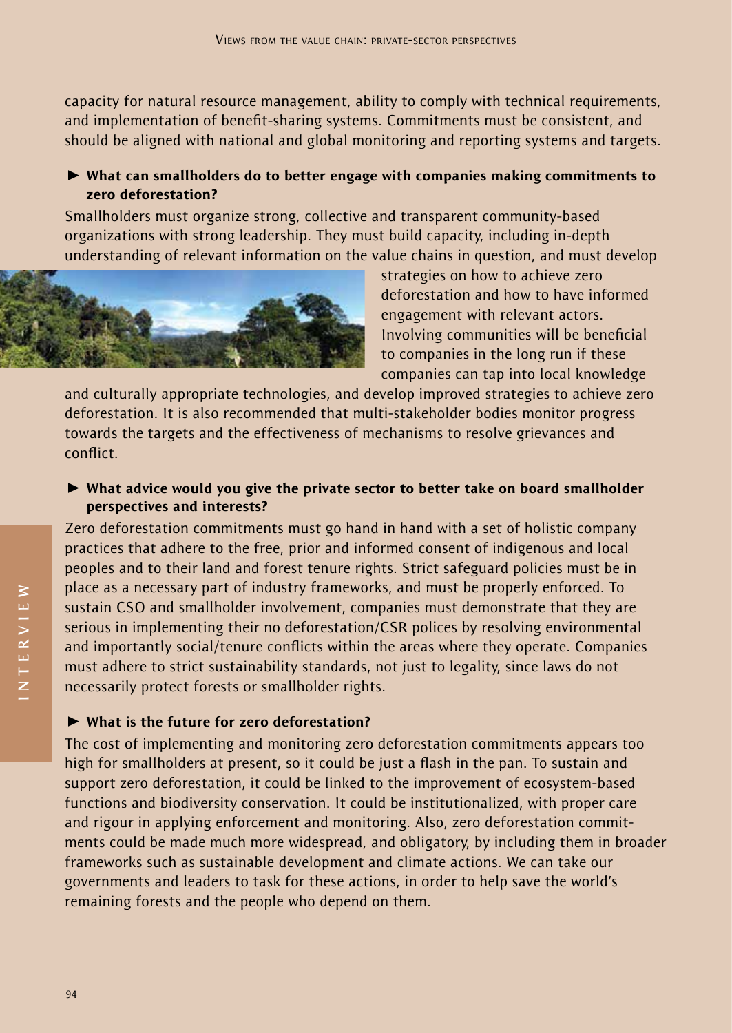capacity for natural resource management, ability to comply with technical requirements, and implementation of benefit-sharing systems. Commitments must be consistent, and should be aligned with national and global monitoring and reporting systems and targets.

► **What can smallholders do to better engage with companies making commitments to zero deforestation?**

Smallholders must organize strong, collective and transparent community-based organizations with strong leadership. They must build capacity, including in-depth understanding of relevant information on the value chains in question, and must develop strategies on how to achieve zero deforestation and how to have informed engagement with relevant actors. Involving communities will be beneficial to companies in the long run if these companies can tap into local knowledge and culturally appropriate technologies, and develop improved strategies to achieve zero deforestation. It is also recommended that multi-stakeholder bodies monitor progress towards the targets and the effectiveness of mechanisms to resolve grievances and conflict.

► **What advice would you give the private sector to better take on board smallholder perspectives and interests?**

Zero deforestation commitments must go hand in hand with a set of holistic company practices that adhere to the free, prior and informed consent of indigenous and local peoples and to their land and forest tenure rights. Strict safeguard policies must be in place as a necessary part of industry frameworks, and must be properly enforced. To sustain CSO and smallholder involvement, companies must demonstrate that they are serious in implementing their no deforestation/CSR polices by resolving environmental and importantly social/tenure conflicts within the areas where they operate. Companies must adhere to strict sustainability standards, not just to legality, since laws do not necessarily protect forests or smallholder rights.

► **What is the future for zero deforestation?**

The cost of implementing and monitoring zero deforestation commitments appears too high for smallholders at present, so it could be just a flash in the pan. To sustain and support zero deforestation, it could be linked to the improvement of ecosystem-based functions and biodiversity conservation. It could be institutionalized, with proper care and rigour in applying enforcement and monitoring. Also, zero deforestation commitments could be made much more widespread, and obligatory, by including them in broader frameworks such as sustainable development and climate actions. We can take our governments and leaders to task for these actions, in order to help save the world's remaining forests and the people who depend on them.